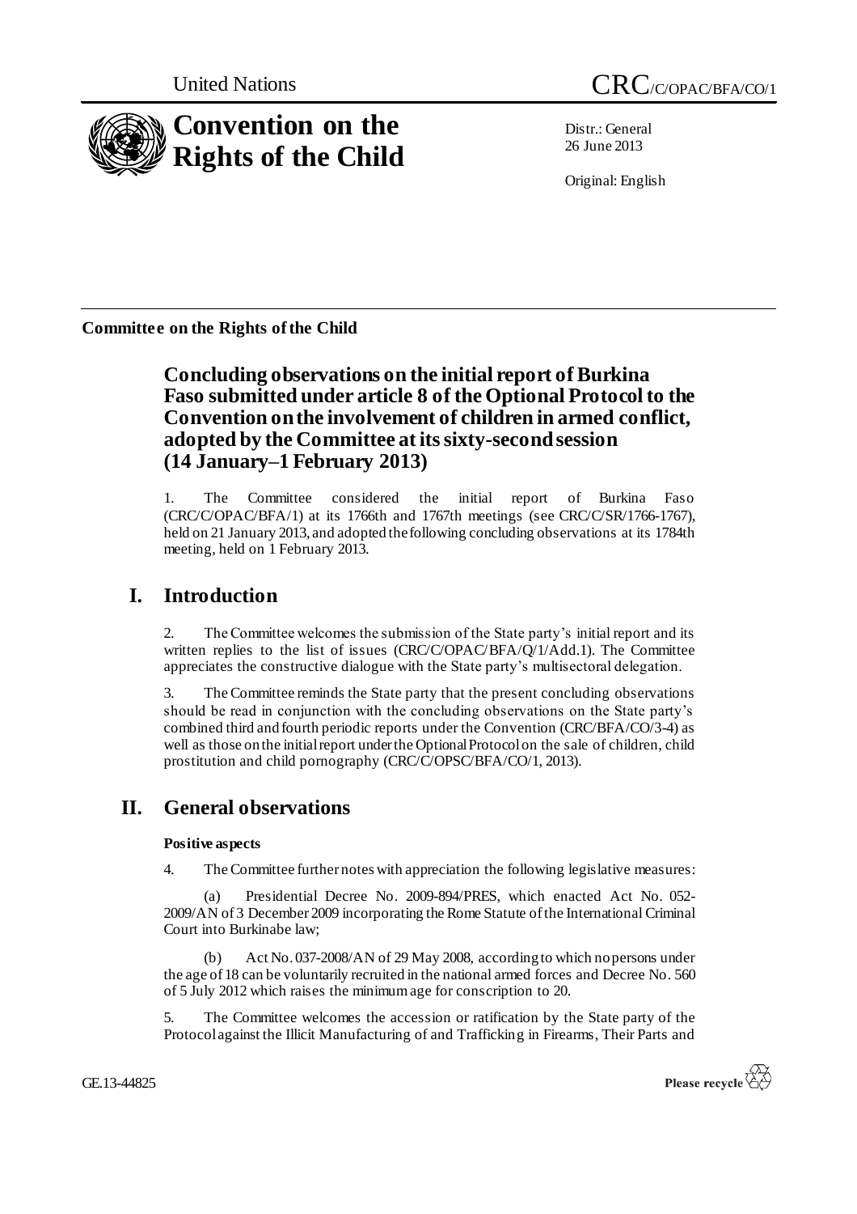United Nations

CRC/C/OPAC/BFA/CO/1

# Convention on the Rights of the Child

Distr.: General
26 June 2013

Original: English

**Committee on the Rights of the Child**

## Concluding observations on the initial report of Burkina Faso submitted under article 8 of the Optional Protocol to the Convention on the involvement of children in armed conflict, adopted by the Committee at its sixty-second session (14 January–1 February 2013)

1. The Committee considered the initial report of Burkina Faso (CRC/C/OPAC/BFA/1) at its 1766th and 1767th meetings (see CRC/C/SR/1766-1767), held on 21 January 2013, and adopted the following concluding observations at its 1784th meeting, held on 1 February 2013.

# I. Introduction

2. The Committee welcomes the submission of the State party's initial report and its written replies to the list of issues (CRC/C/OPAC/BFA/Q/1/Add.1). The Committee appreciates the constructive dialogue with the State party's multisectoral delegation.

3. The Committee reminds the State party that the present concluding observations should be read in conjunction with the concluding observations on the State party's combined third and fourth periodic reports under the Convention (CRC/BFA/CO/3-4) as well as those on the initial report under the Optional Protocol on the sale of children, child prostitution and child pornography (CRC/C/OPSC/BFA/CO/1, 2013).

# II. General observations

### Positive aspects

4. The Committee further notes with appreciation the following legislative measures:

(a) Presidential Decree No. 2009-894/PRES, which enacted Act No. 052-2009/AN of 3 December 2009 incorporating the Rome Statute of the International Criminal Court into Burkinabe law;

(b) Act No. 037-2008/AN of 29 May 2008, according to which no persons under the age of 18 can be voluntarily recruited in the national armed forces and Decree No. 560 of 5 July 2012 which raises the minimum age for conscription to 20.

5. The Committee welcomes the accession or ratification by the State party of the Protocol against the Illicit Manufacturing of and Trafficking in Firearms, Their Parts and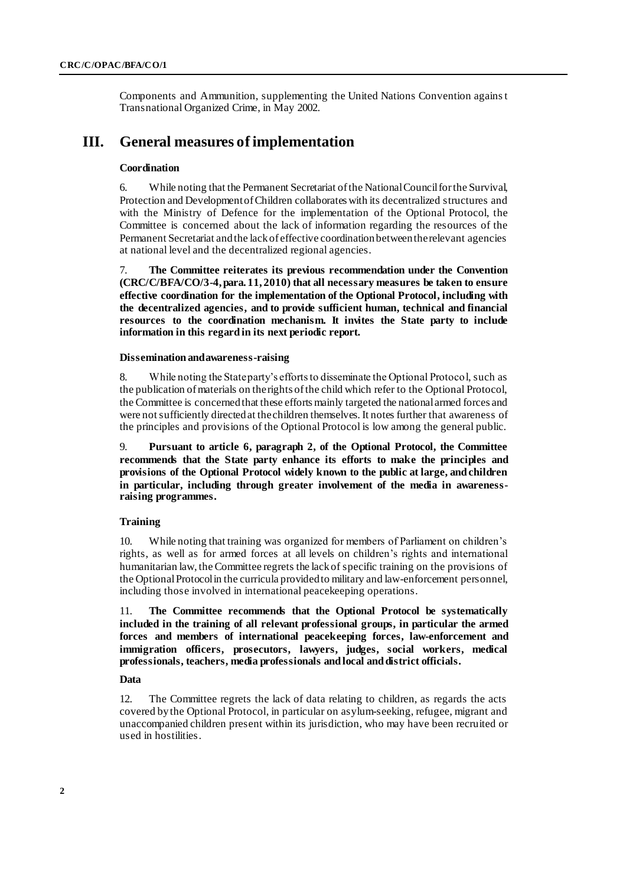Components and Ammunition, supplementing the United Nations Convention against Transnational Organized Crime, in May 2002.

## III. General measures of implementation

### Coordination

6. While noting that the Permanent Secretariat of the National Council for the Survival, Protection and Development of Children collaborates with its decentralized structures and with the Ministry of Defence for the implementation of the Optional Protocol, the Committee is concerned about the lack of information regarding the resources of the Permanent Secretariat and the lack of effective coordination between the relevant agencies at national level and the decentralized regional agencies.

7. **The Committee reiterates its previous recommendation under the Convention (CRC/C/BFA/CO/3-4, para. 11, 2010) that all necessary measures be taken to ensure effective coordination for the implementation of the Optional Protocol, including with the decentralized agencies, and to provide sufficient human, technical and financial resources to the coordination mechanism. It invites the State party to include information in this regard in its next periodic report.**

### Dissemination and awareness-raising

8. While noting the State party's efforts to disseminate the Optional Protocol, such as the publication of materials on the rights of the child which refer to the Optional Protocol, the Committee is concerned that these efforts mainly targeted the national armed forces and were not sufficiently directed at the children themselves. It notes further that awareness of the principles and provisions of the Optional Protocol is low among the general public.

9. **Pursuant to article 6, paragraph 2, of the Optional Protocol, the Committee recommends that the State party enhance its efforts to make the principles and provisions of the Optional Protocol widely known to the public at large, and children in particular, including through greater involvement of the media in awareness-raising programmes.**

### Training

10. While noting that training was organized for members of Parliament on children's rights, as well as for armed forces at all levels on children's rights and international humanitarian law, the Committee regrets the lack of specific training on the provisions of the Optional Protocol in the curricula provided to military and law-enforcement personnel, including those involved in international peacekeeping operations.

11. **The Committee recommends that the Optional Protocol be systematically included in the training of all relevant professional groups, in particular the armed forces and members of international peacekeeping forces, law-enforcement and immigration officers, prosecutors, lawyers, judges, social workers, medical professionals, teachers, media professionals and local and district officials.**

### Data

12. The Committee regrets the lack of data relating to children, as regards the acts covered by the Optional Protocol, in particular on asylum-seeking, refugee, migrant and unaccompanied children present within its jurisdiction, who may have been recruited or used in hostilities.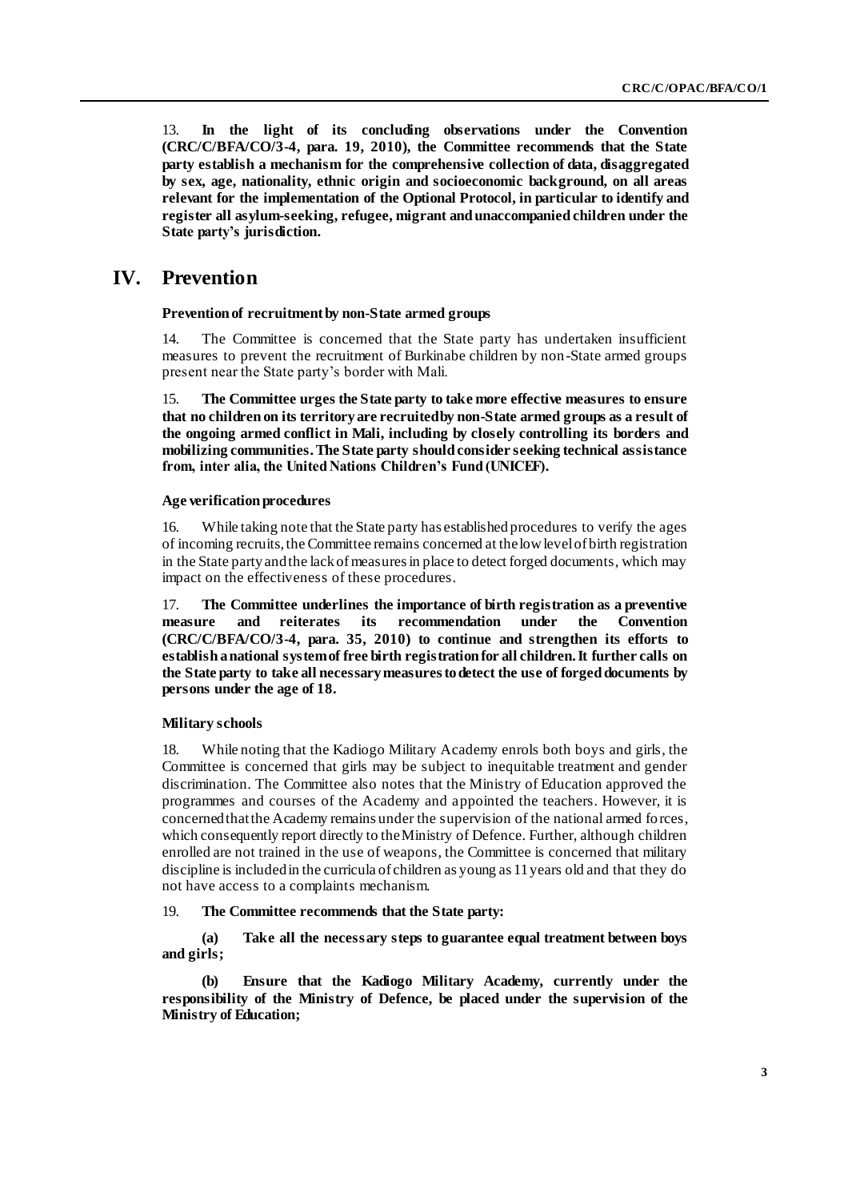13. **In the light of its concluding observations under the Convention (CRC/C/BFA/CO/3-4, para. 19, 2010), the Committee recommends that the State party establish a mechanism for the comprehensive collection of data, disaggregated by sex, age, nationality, ethnic origin and socioeconomic background, on all areas relevant for the implementation of the Optional Protocol, in particular to identify and register all asylum-seeking, refugee, migrant and unaccompanied children under the State party's jurisdiction.**

## IV. Prevention

### Prevention of recruitment by non-State armed groups

14. The Committee is concerned that the State party has undertaken insufficient measures to prevent the recruitment of Burkinabe children by non-State armed groups present near the State party's border with Mali.

15. **The Committee urges the State party to take more effective measures to ensure that no children on its territory are recruited by non-State armed groups as a result of the ongoing armed conflict in Mali, including by closely controlling its borders and mobilizing communities. The State party should consider seeking technical assistance from, inter alia, the United Nations Children's Fund (UNICEF).**

### Age verification procedures

16. While taking note that the State party has established procedures to verify the ages of incoming recruits, the Committee remains concerned at the low level of birth registration in the State party and the lack of measures in place to detect forged documents, which may impact on the effectiveness of these procedures.

17. **The Committee underlines the importance of birth registration as a preventive measure and reiterates its recommendation under the Convention (CRC/C/BFA/CO/3-4, para. 35, 2010) to continue and strengthen its efforts to establish a national system of free birth registration for all children. It further calls on the State party to take all necessary measures to detect the use of forged documents by persons under the age of 18.**

### Military schools

18. While noting that the Kadiogo Military Academy enrols both boys and girls, the Committee is concerned that girls may be subject to inequitable treatment and gender discrimination. The Committee also notes that the Ministry of Education approved the programmes and courses of the Academy and appointed the teachers. However, it is concerned that the Academy remains under the supervision of the national armed forces, which consequently report directly to the Ministry of Defence. Further, although children enrolled are not trained in the use of weapons, the Committee is concerned that military discipline is included in the curricula of children as young as 11 years old and that they do not have access to a complaints mechanism.

19. **The Committee recommends that the State party:**

**(a) Take all the necessary steps to guarantee equal treatment between boys and girls;**

**(b) Ensure that the Kadiogo Military Academy, currently under the responsibility of the Ministry of Defence, be placed under the supervision of the Ministry of Education;**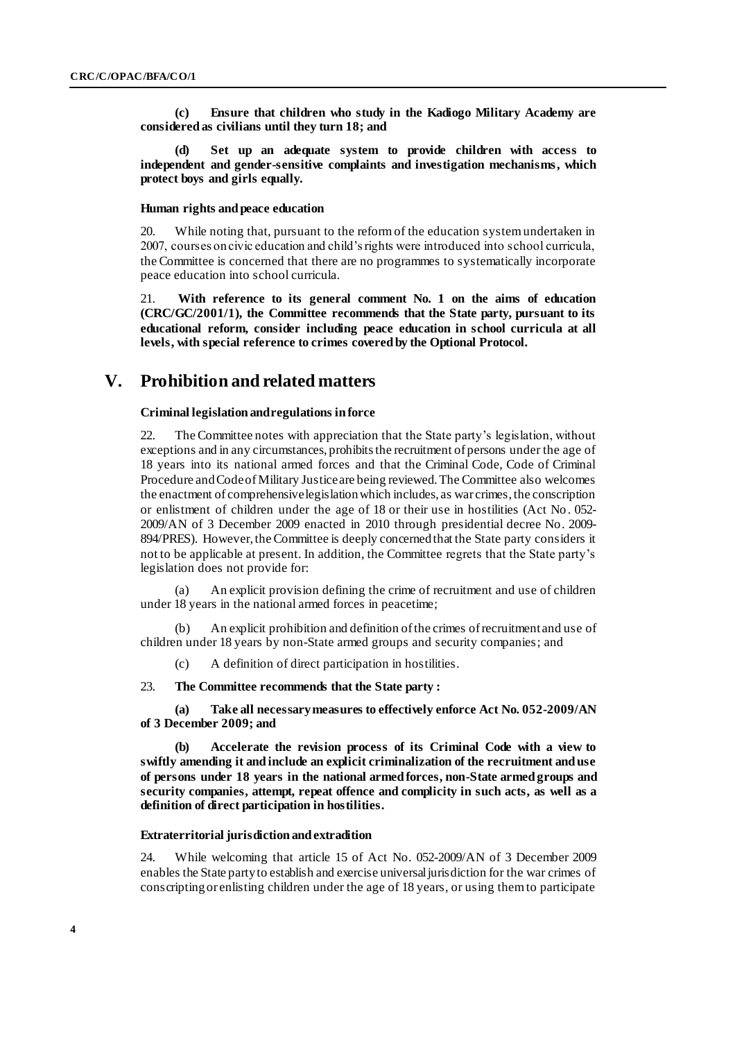**(c) Ensure that children who study in the Kadiogo Military Academy are considered as civilians until they turn 18; and**

**(d) Set up an adequate system to provide children with access to independent and gender-sensitive complaints and investigation mechanisms, which protect boys and girls equally.**

### Human rights and peace education

20. While noting that, pursuant to the reform of the education system undertaken in 2007, courses on civic education and child's rights were introduced into school curricula, the Committee is concerned that there are no programmes to systematically incorporate peace education into school curricula.

21. **With reference to its general comment No. 1 on the aims of education (CRC/GC/2001/1), the Committee recommends that the State party, pursuant to its educational reform, consider including peace education in school curricula at all levels, with special reference to crimes covered by the Optional Protocol.**

## V. Prohibition and related matters

### Criminal legislation and regulations in force

22. The Committee notes with appreciation that the State party's legislation, without exceptions and in any circumstances, prohibits the recruitment of persons under the age of 18 years into its national armed forces and that the Criminal Code, Code of Criminal Procedure and Code of Military Justice are being reviewed. The Committee also welcomes the enactment of comprehensive legislation which includes, as war crimes, the conscription or enlistment of children under the age of 18 or their use in hostilities (Act No. 052-2009/AN of 3 December 2009 enacted in 2010 through presidential decree No. 2009-894/PRES). However, the Committee is deeply concerned that the State party considers it not to be applicable at present. In addition, the Committee regrets that the State party's legislation does not provide for:

(a) An explicit provision defining the crime of recruitment and use of children under 18 years in the national armed forces in peacetime;

(b) An explicit prohibition and definition of the crimes of recruitment and use of children under 18 years by non-State armed groups and security companies; and

(c) A definition of direct participation in hostilities.

23. **The Committee recommends that the State party :**

**(a) Take all necessary measures to effectively enforce Act No. 052-2009/AN of 3 December 2009; and**

**(b) Accelerate the revision process of its Criminal Code with a view to swiftly amending it and include an explicit criminalization of the recruitment and use of persons under 18 years in the national armed forces, non-State armed groups and security companies, attempt, repeat offence and complicity in such acts, as well as a definition of direct participation in hostilities.**

### Extraterritorial jurisdiction and extradition

24. While welcoming that article 15 of Act No. 052-2009/AN of 3 December 2009 enables the State party to establish and exercise universal jurisdiction for the war crimes of conscripting or enlisting children under the age of 18 years, or using them to participate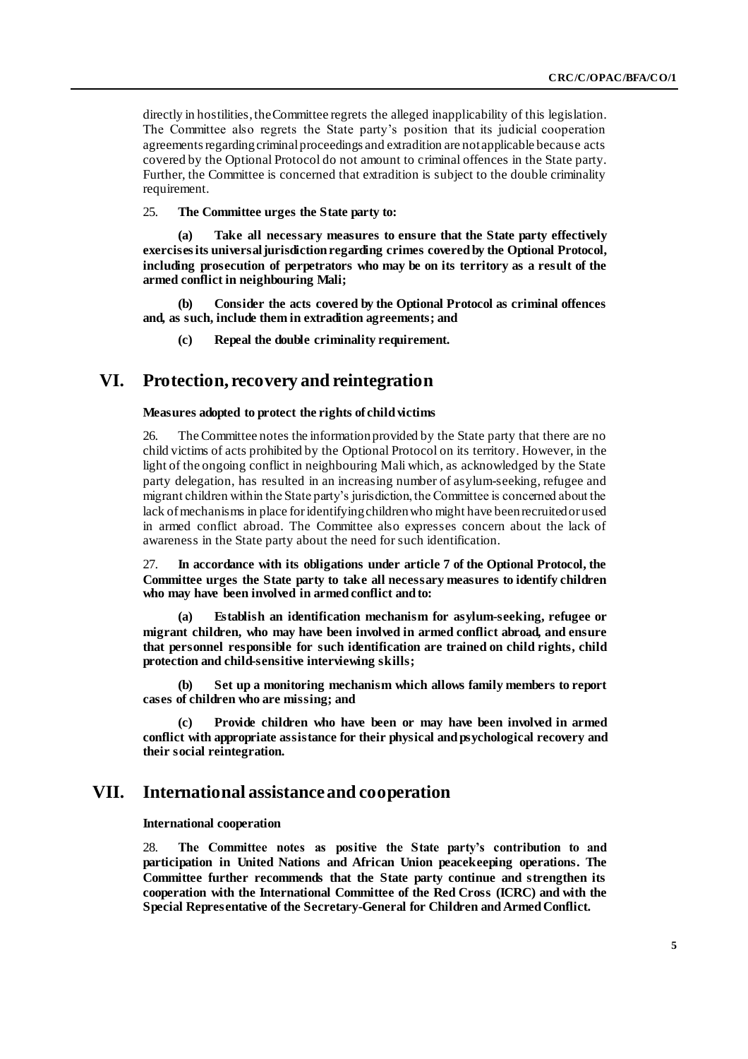directly in hostilities, the Committee regrets the alleged inapplicability of this legislation. The Committee also regrets the State party's position that its judicial cooperation agreements regarding criminal proceedings and extradition are not applicable because acts covered by the Optional Protocol do not amount to criminal offences in the State party. Further, the Committee is concerned that extradition is subject to the double criminality requirement.

25. **The Committee urges the State party to:**

**(a) Take all necessary measures to ensure that the State party effectively exercises its universal jurisdiction regarding crimes covered by the Optional Protocol, including prosecution of perpetrators who may be on its territory as a result of the armed conflict in neighbouring Mali;**

**(b) Consider the acts covered by the Optional Protocol as criminal offences and, as such, include them in extradition agreements; and**

**(c) Repeal the double criminality requirement.**

## VI. Protection, recovery and reintegration

### Measures adopted to protect the rights of child victims

26. The Committee notes the information provided by the State party that there are no child victims of acts prohibited by the Optional Protocol on its territory. However, in the light of the ongoing conflict in neighbouring Mali which, as acknowledged by the State party delegation, has resulted in an increasing number of asylum-seeking, refugee and migrant children within the State party's jurisdiction, the Committee is concerned about the lack of mechanisms in place for identifying children who might have been recruited or used in armed conflict abroad. The Committee also expresses concern about the lack of awareness in the State party about the need for such identification.

27. **In accordance with its obligations under article 7 of the Optional Protocol, the Committee urges the State party to take all necessary measures to identify children who may have been involved in armed conflict and to:**

**(a) Establish an identification mechanism for asylum-seeking, refugee or migrant children, who may have been involved in armed conflict abroad, and ensure that personnel responsible for such identification are trained on child rights, child protection and child-sensitive interviewing skills;**

**(b) Set up a monitoring mechanism which allows family members to report cases of children who are missing; and**

**(c) Provide children who have been or may have been involved in armed conflict with appropriate assistance for their physical and psychological recovery and their social reintegration.**

## VII. International assistance and cooperation

### International cooperation

28. **The Committee notes as positive the State party's contribution to and participation in United Nations and African Union peacekeeping operations. The Committee further recommends that the State party continue and strengthen its cooperation with the International Committee of the Red Cross (ICRC) and with the Special Representative of the Secretary-General for Children and Armed Conflict.**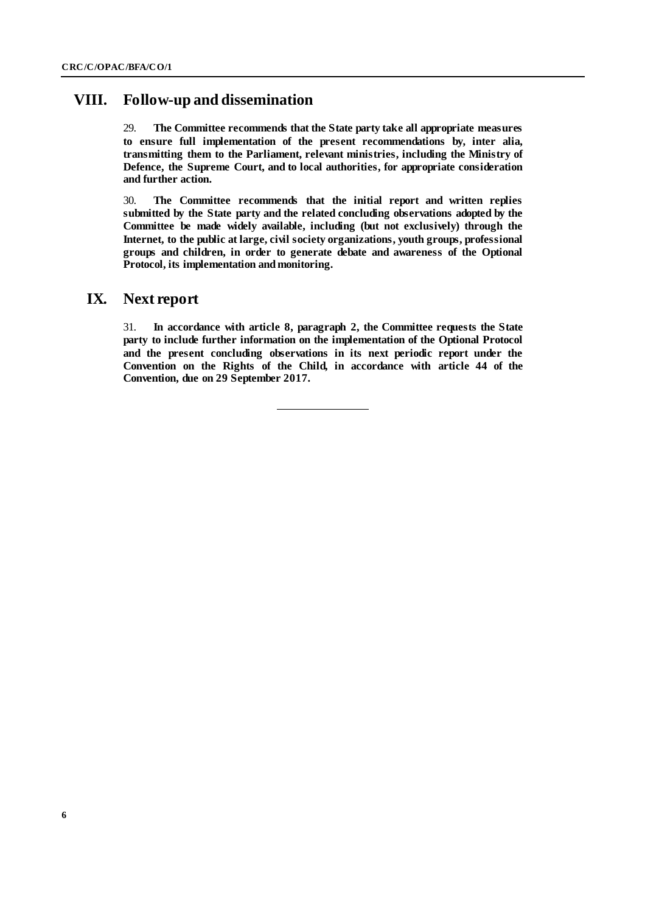## VIII. Follow-up and dissemination

29. **The Committee recommends that the State party take all appropriate measures to ensure full implementation of the present recommendations by, inter alia, transmitting them to the Parliament, relevant ministries, including the Ministry of Defence, the Supreme Court, and to local authorities, for appropriate consideration and further action.**

30. **The Committee recommends that the initial report and written replies submitted by the State party and the related concluding observations adopted by the Committee be made widely available, including (but not exclusively) through the Internet, to the public at large, civil society organizations, youth groups, professional groups and children, in order to generate debate and awareness of the Optional Protocol, its implementation and monitoring.**

## IX. Next report

31. **In accordance with article 8, paragraph 2, the Committee requests the State party to include further information on the implementation of the Optional Protocol and the present concluding observations in its next periodic report under the Convention on the Rights of the Child, in accordance with article 44 of the Convention, due on 29 September 2017.**